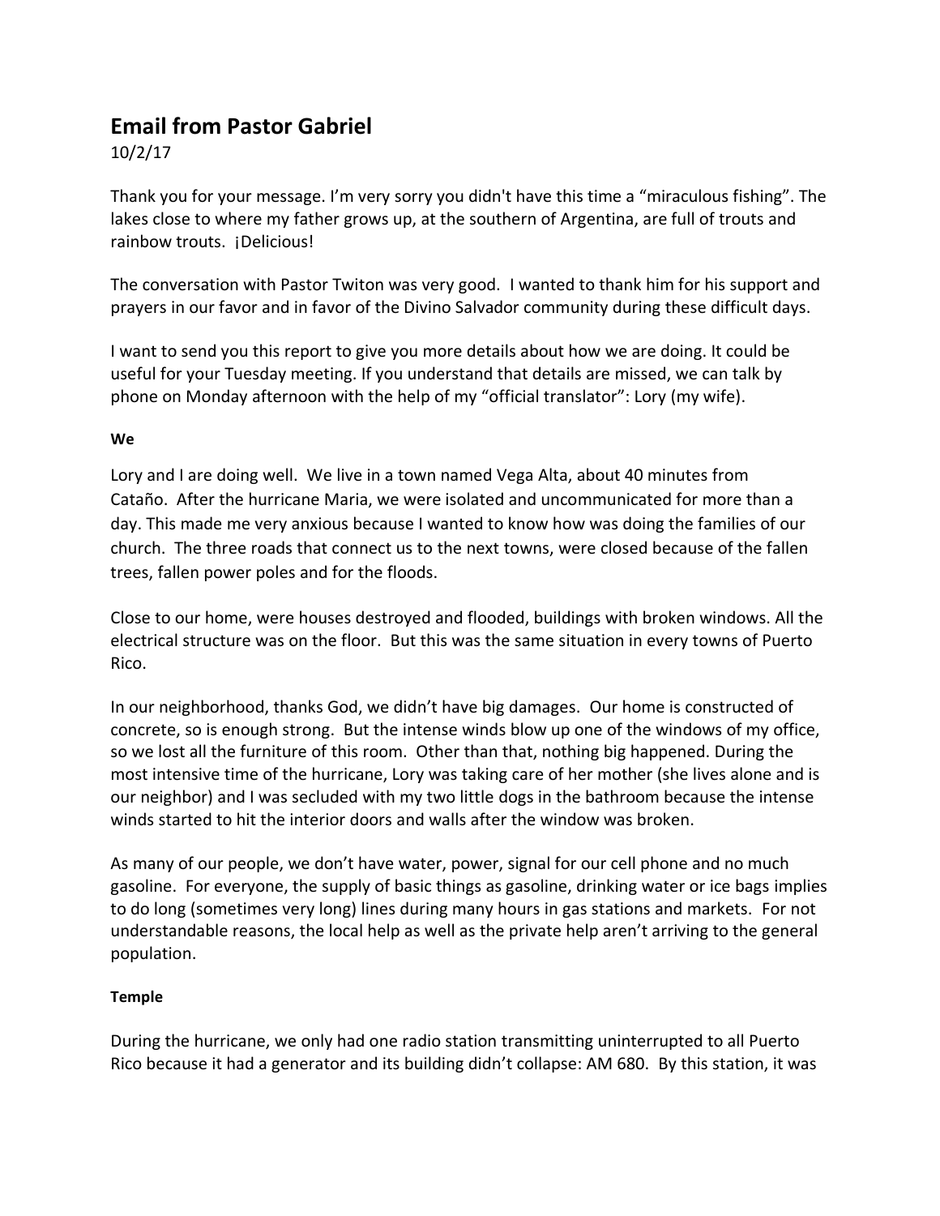# Email from Pastor Gabriel

10/2/17

Thank you for your message. I'm very sorry you didn't have this time a "miraculous fishing". The lakes close to where my father grows up, at the southern of Argentina, are full of trouts and rainbow trouts. ¡Delicious!

The conversation with Pastor Twiton was very good. I wanted to thank him for his support and prayers in our favor and in favor of the Divino Salvador community during these difficult days.

I want to send you this report to give you more details about how we are doing. It could be useful for your Tuesday meeting. If you understand that details are missed, we can talk by phone on Monday afternoon with the help of my "official translator": Lory (my wife).

**We**

Lory and I are doing well. We live in a town named Vega Alta, about 40 minutes from Cataño. After the hurricane Maria, we were isolated and uncommunicated for more than a day. This made me very anxious because I wanted to know how was doing the families of our church. The three roads that connect us to the next towns, were closed because of the fallen trees, fallen power poles and for the floods.

Close to our home, were houses destroyed and flooded, buildings with broken windows. All the electrical structure was on the floor. But this was the same situation in every towns of Puerto Rico.

In our neighborhood, thanks God, we didn't have big damages. Our home is constructed of concrete, so is enough strong. But the intense winds blow up one of the windows of my office, so we lost all the furniture of this room. Other than that, nothing big happened. During the most intensive time of the hurricane, Lory was taking care of her mother (she lives alone and is our neighbor) and I was secluded with my two little dogs in the bathroom because the intense winds started to hit the interior doors and walls after the window was broken.

As many of our people, we don't have water, power, signal for our cell phone and no much gasoline. For everyone, the supply of basic things as gasoline, drinking water or ice bags implies to do long (sometimes very long) lines during many hours in gas stations and markets. For not understandable reasons, the local help as well as the private help aren't arriving to the general population.

**Temple**

During the hurricane, we only had one radio station transmitting uninterrupted to all Puerto Rico because it had a generator and its building didn't collapse: AM 680. By this station, it was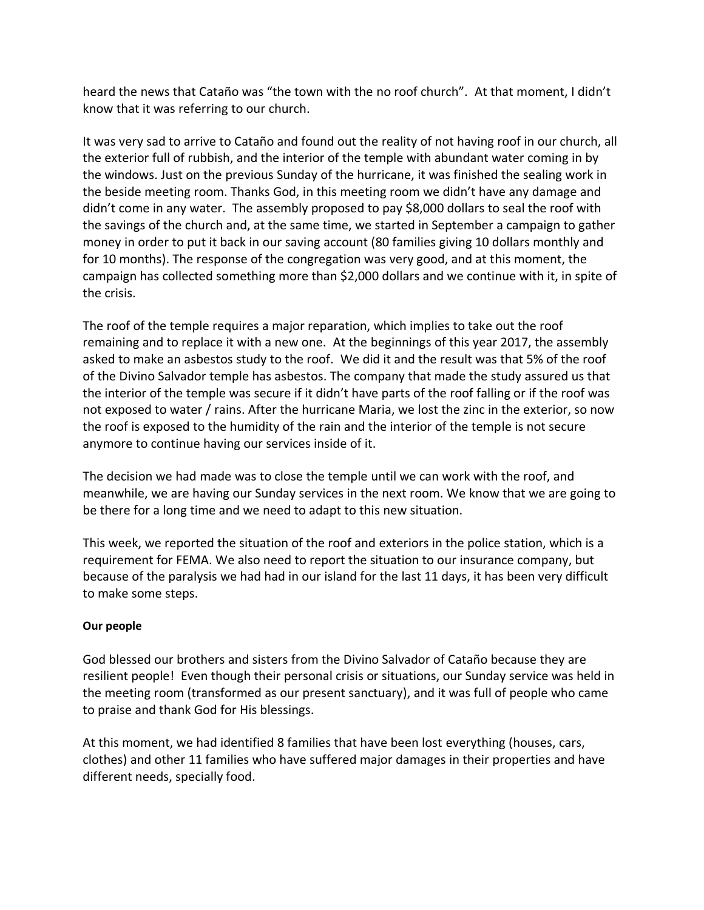heard the news that Cataño was "the town with the no roof church". At that moment, I didn't know that it was referring to our church.

It was very sad to arrive to Cataño and found out the reality of not having roof in our church, all the exterior full of rubbish, and the interior of the temple with abundant water coming in by the windows. Just on the previous Sunday of the hurricane, it was finished the sealing work in the beside meeting room. Thanks God, in this meeting room we didn't have any damage and didn't come in any water. The assembly proposed to pay $8,000 dollars to seal the roof with the savings of the church and, at the same time, we started in September a campaign to gather money in order to put it back in our saving account (80 families giving 10 dollars monthly and for 10 months). The response of the congregation was very good, and at this moment, the campaign has collected something more than $2,000 dollars and we continue with it, in spite of the crisis.

The roof of the temple requires a major reparation, which implies to take out the roof remaining and to replace it with a new one. At the beginnings of this year 2017, the assembly asked to make an asbestos study to the roof. We did it and the result was that 5% of the roof of the Divino Salvador temple has asbestos. The company that made the study assured us that the interior of the temple was secure if it didn't have parts of the roof falling or if the roof was not exposed to water / rains. After the hurricane Maria, we lost the zinc in the exterior, so now the roof is exposed to the humidity of the rain and the interior of the temple is not secure anymore to continue having our services inside of it.

The decision we had made was to close the temple until we can work with the roof, and meanwhile, we are having our Sunday services in the next room. We know that we are going to be there for a long time and we need to adapt to this new situation.

This week, we reported the situation of the roof and exteriors in the police station, which is a requirement for FEMA. We also need to report the situation to our insurance company, but because of the paralysis we had had in our island for the last 11 days, it has been very difficult to make some steps.

**Our people**

God blessed our brothers and sisters from the Divino Salvador of Cataño because they are resilient people! Even though their personal crisis or situations, our Sunday service was held in the meeting room (transformed as our present sanctuary), and it was full of people who came to praise and thank God for His blessings.

At this moment, we had identified 8 families that have been lost everything (houses, cars, clothes) and other 11 families who have suffered major damages in their properties and have different needs, specially food.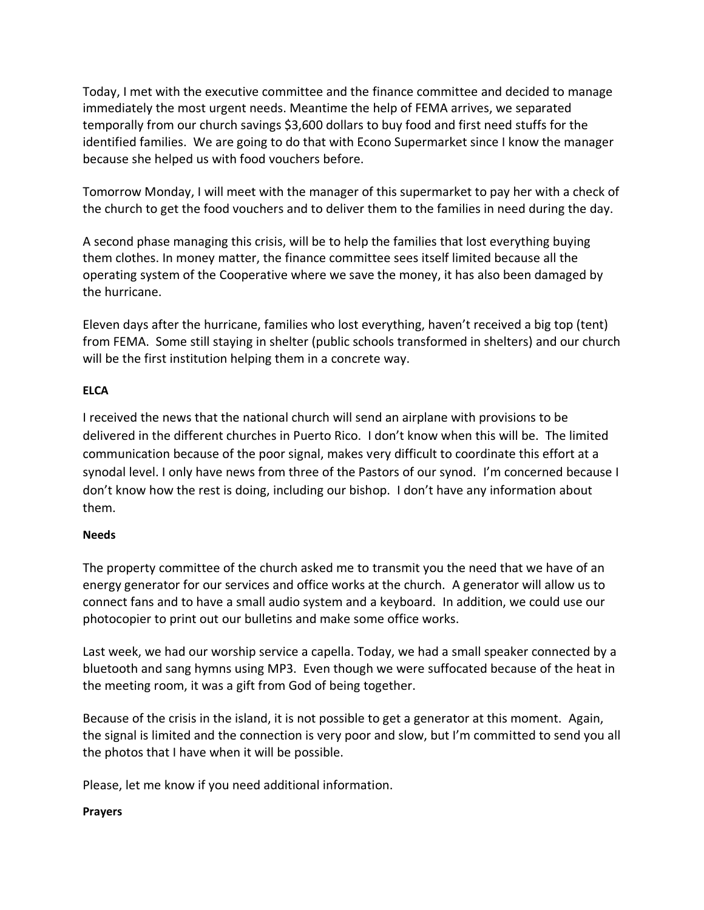Today, I met with the executive committee and the finance committee and decided to manage immediately the most urgent needs. Meantime the help of FEMA arrives, we separated temporally from our church savings $3,600 dollars to buy food and first need stuffs for the identified families. We are going to do that with Econo Supermarket since I know the manager because she helped us with food vouchers before.

Tomorrow Monday, I will meet with the manager of this supermarket to pay her with a check of the church to get the food vouchers and to deliver them to the families in need during the day.

A second phase managing this crisis, will be to help the families that lost everything buying them clothes. In money matter, the finance committee sees itself limited because all the operating system of the Cooperative where we save the money, it has also been damaged by the hurricane.

Eleven days after the hurricane, families who lost everything, haven't received a big top (tent) from FEMA. Some still staying in shelter (public schools transformed in shelters) and our church will be the first institution helping them in a concrete way.

**ELCA**

I received the news that the national church will send an airplane with provisions to be delivered in the different churches in Puerto Rico. I don't know when this will be. The limited communication because of the poor signal, makes very difficult to coordinate this effort at a synodal level. I only have news from three of the Pastors of our synod. I'm concerned because I don't know how the rest is doing, including our bishop. I don't have any information about them.

**Needs**

The property committee of the church asked me to transmit you the need that we have of an energy generator for our services and office works at the church. A generator will allow us to connect fans and to have a small audio system and a keyboard. In addition, we could use our photocopier to print out our bulletins and make some office works.

Last week, we had our worship service a capella. Today, we had a small speaker connected by a bluetooth and sang hymns using MP3. Even though we were suffocated because of the heat in the meeting room, it was a gift from God of being together.

Because of the crisis in the island, it is not possible to get a generator at this moment. Again, the signal is limited and the connection is very poor and slow, but I'm committed to send you all the photos that I have when it will be possible.

Please, let me know if you need additional information.

**Prayers**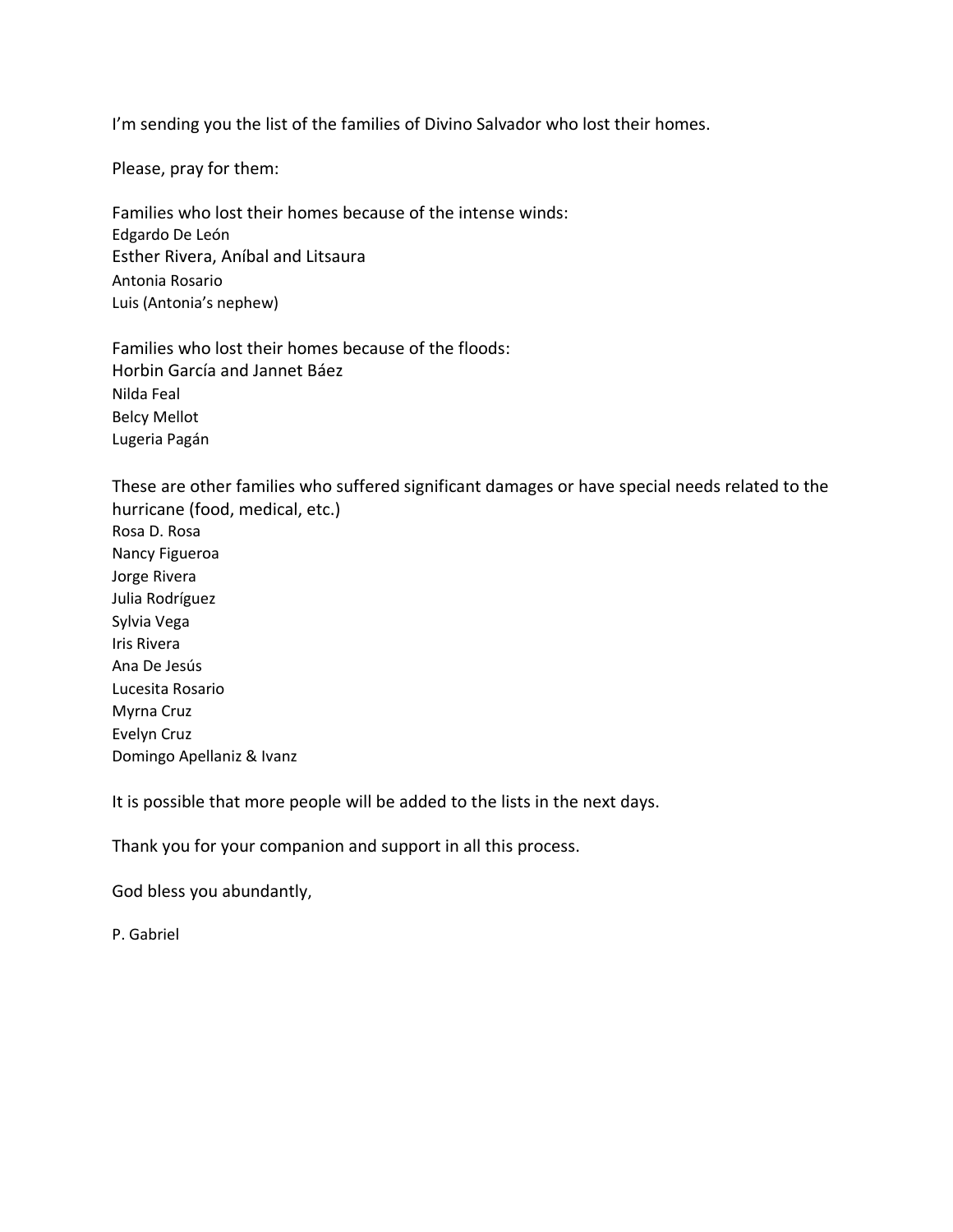I'm sending you the list of the families of Divino Salvador who lost their homes.

Please, pray for them:

Families who lost their homes because of the intense winds:
Edgardo De León
Esther Rivera, Aníbal and Litsaura
Antonia Rosario
Luis (Antonia's nephew)

Families who lost their homes because of the floods:
Horbin García and Jannet Báez
Nilda Feal
Belcy Mellot
Lugeria Pagán

These are other families who suffered significant damages or have special needs related to the hurricane (food, medical, etc.)
Rosa D. Rosa
Nancy Figueroa
Jorge Rivera
Julia Rodríguez
Sylvia Vega
Iris Rivera
Ana De Jesús
Lucesita Rosario
Myrna Cruz
Evelyn Cruz
Domingo Apellaniz & Ivanz

It is possible that more people will be added to the lists in the next days.

Thank you for your companion and support in all this process.

God bless you abundantly,

P. Gabriel